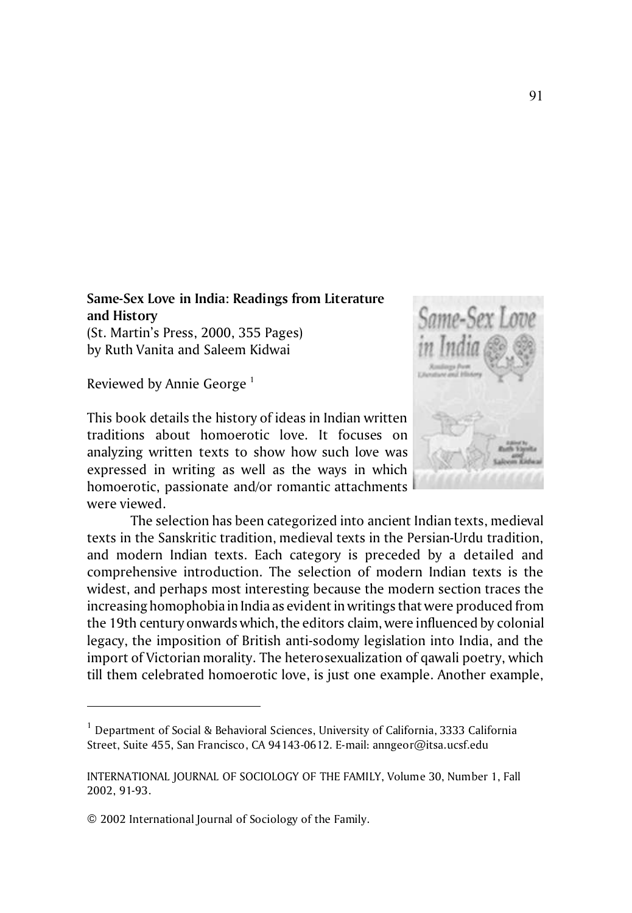**Same-Sex Love in India: Readings from Literature and History**
(St. Martin's Press, 2000, 355 Pages)
by Ruth Vanita and Saleem Kidwai

Reviewed by Annie George [1]

This book details the history of ideas in Indian written traditions about homoerotic love. It focuses on analyzing written texts to show how such love was expressed in writing as well as the ways in which homoerotic, passionate and/or romantic attachments were viewed.

The selection has been categorized into ancient Indian texts, medieval texts in the Sanskritic tradition, medieval texts in the Persian-Urdu tradition, and modern Indian texts. Each category is preceded by a detailed and comprehensive introduction. The selection of modern Indian texts is the widest, and perhaps most interesting because the modern section traces the increasing homophobia in India as evident in writings that were produced from the 19th century onwards which, the editors claim, were influenced by colonial legacy, the imposition of British anti-sodomy legislation into India, and the import of Victorian morality. The heterosexualization of qawali poetry, which till them celebrated homoerotic love, is just one example. Another example,

---

[1] Department of Social & Behavioral Sciences, University of California, 3333 California Street, Suite 455, San Francisco, CA 94143-0612. E-mail: anngeor@itsa.ucsf.edu

© 2002 International Journal of Sociology of the Family.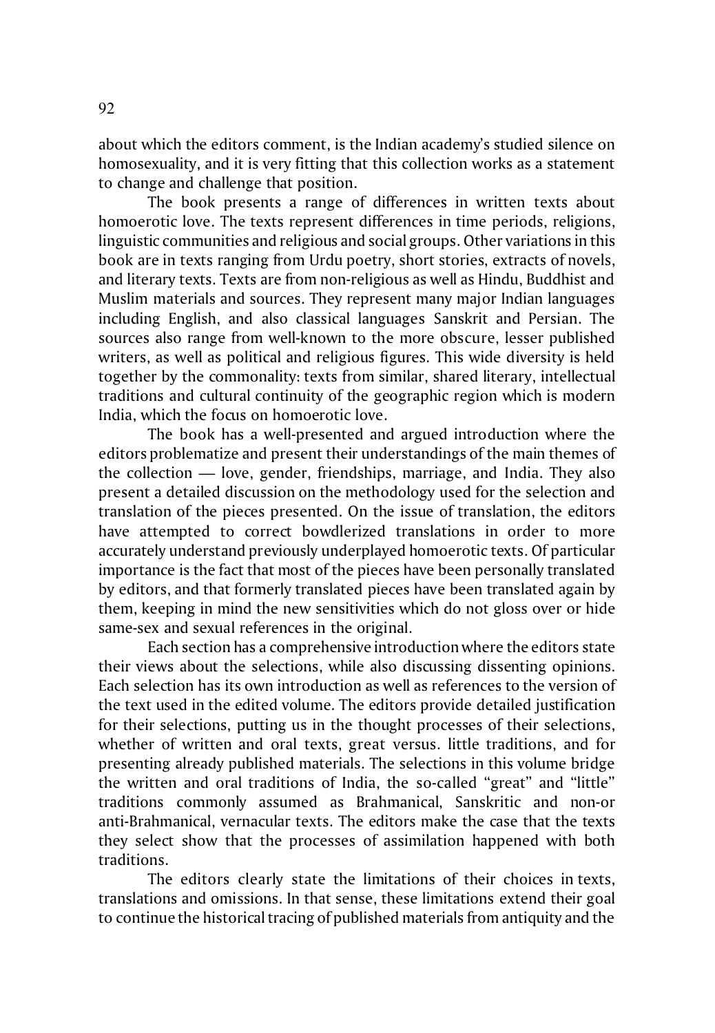about which the editors comment, is the Indian academy's studied silence on homosexuality, and it is very fitting that this collection works as a statement to change and challenge that position.

The book presents a range of differences in written texts about homoerotic love. The texts represent differences in time periods, religions, linguistic communities and religious and social groups. Other variations in this book are in texts ranging from Urdu poetry, short stories, extracts of novels, and literary texts. Texts are from non-religious as well as Hindu, Buddhist and Muslim materials and sources. They represent many major Indian languages including English, and also classical languages Sanskrit and Persian. The sources also range from well-known to the more obscure, lesser published writers, as well as political and religious figures. This wide diversity is held together by the commonality: texts from similar, shared literary, intellectual traditions and cultural continuity of the geographic region which is modern India, which the focus on homoerotic love.

The book has a well-presented and argued introduction where the editors problematize and present their understandings of the main themes of the collection — love, gender, friendships, marriage, and India. They also present a detailed discussion on the methodology used for the selection and translation of the pieces presented. On the issue of translation, the editors have attempted to correct bowdlerized translations in order to more accurately understand previously underplayed homoerotic texts. Of particular importance is the fact that most of the pieces have been personally translated by editors, and that formerly translated pieces have been translated again by them, keeping in mind the new sensitivities which do not gloss over or hide same-sex and sexual references in the original.

Each section has a comprehensive introduction where the editors state their views about the selections, while also discussing dissenting opinions. Each selection has its own introduction as well as references to the version of the text used in the edited volume. The editors provide detailed justification for their selections, putting us in the thought processes of their selections, whether of written and oral texts, great versus. little traditions, and for presenting already published materials. The selections in this volume bridge the written and oral traditions of India, the so-called "great" and "little" traditions commonly assumed as Brahmanical, Sanskritic and non-or anti-Brahmanical, vernacular texts. The editors make the case that the texts they select show that the processes of assimilation happened with both traditions.

The editors clearly state the limitations of their choices in texts, translations and omissions. In that sense, these limitations extend their goal to continue the historical tracing of published materials from antiquity and the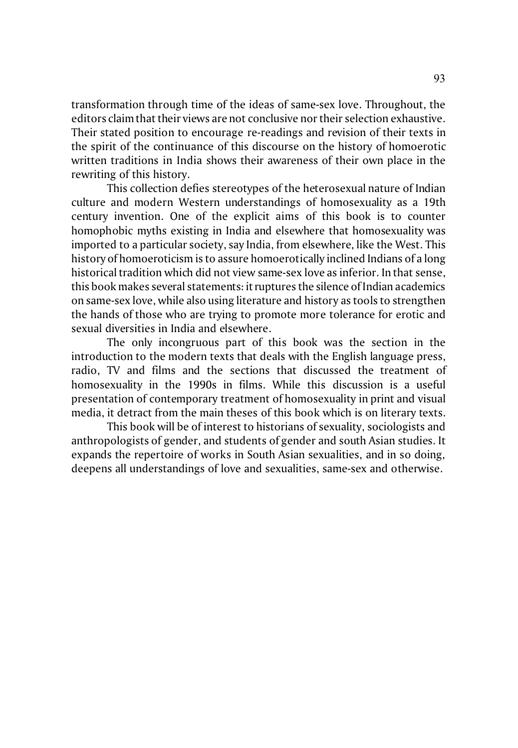transformation through time of the ideas of same-sex love. Throughout, the editors claim that their views are not conclusive nor their selection exhaustive. Their stated position to encourage re-readings and revision of their texts in the spirit of the continuance of this discourse on the history of homoerotic written traditions in India shows their awareness of their own place in the rewriting of this history.

This collection defies stereotypes of the heterosexual nature of Indian culture and modern Western understandings of homosexuality as a 19th century invention. One of the explicit aims of this book is to counter homophobic myths existing in India and elsewhere that homosexuality was imported to a particular society, say India, from elsewhere, like the West. This history of homoeroticism is to assure homoerotically inclined Indians of a long historical tradition which did not view same-sex love as inferior. In that sense, this book makes several statements: it ruptures the silence of Indian academics on same-sex love, while also using literature and history as tools to strengthen the hands of those who are trying to promote more tolerance for erotic and sexual diversities in India and elsewhere.

The only incongruous part of this book was the section in the introduction to the modern texts that deals with the English language press, radio, TV and films and the sections that discussed the treatment of homosexuality in the 1990s in films. While this discussion is a useful presentation of contemporary treatment of homosexuality in print and visual media, it detract from the main theses of this book which is on literary texts.

This book will be of interest to historians of sexuality, sociologists and anthropologists of gender, and students of gender and south Asian studies. It expands the repertoire of works in South Asian sexualities, and in so doing, deepens all understandings of love and sexualities, same-sex and otherwise.